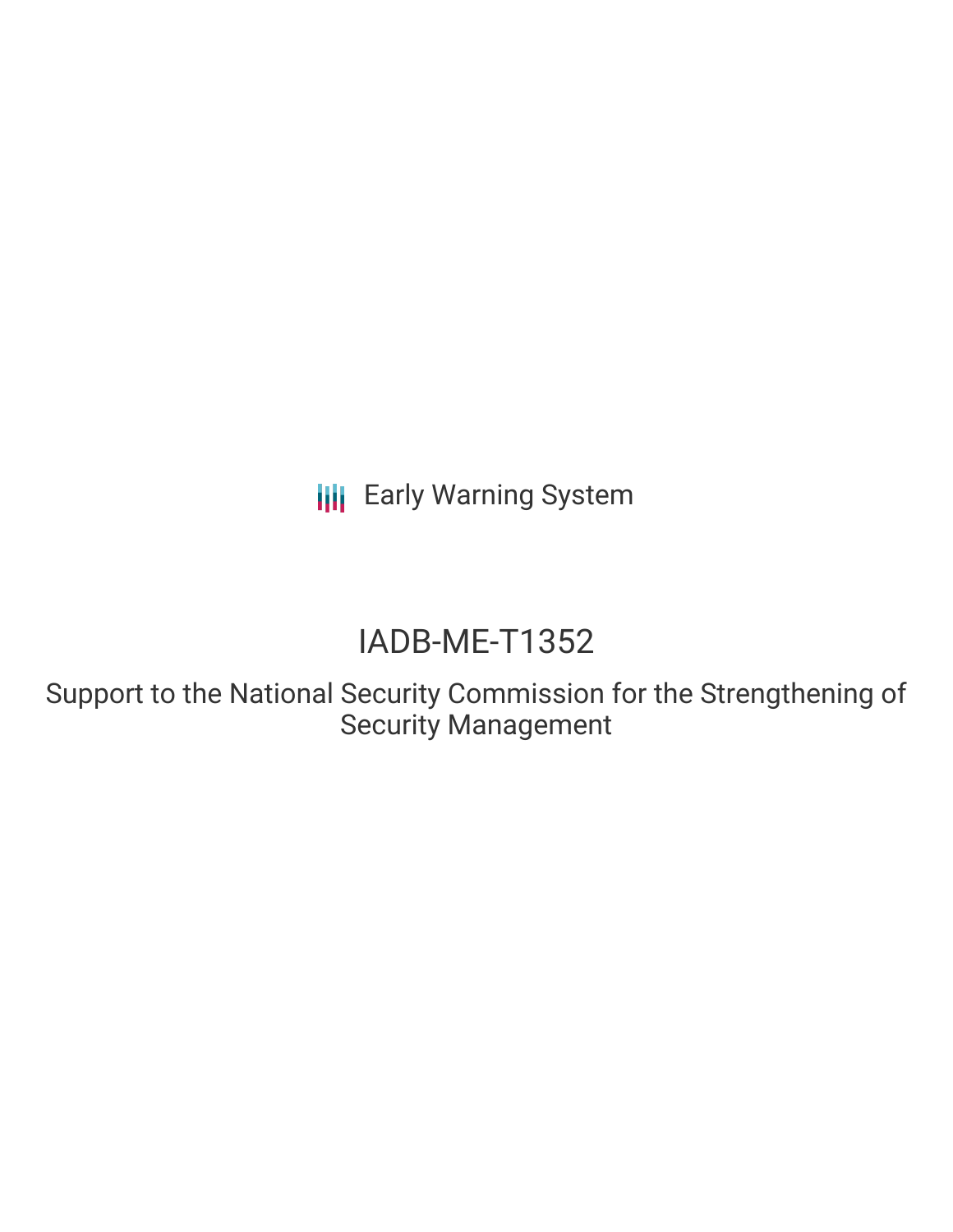Early Warning System

# IADB-ME-T1352

## Support to the National Security Commission for the Strengthening of Security Management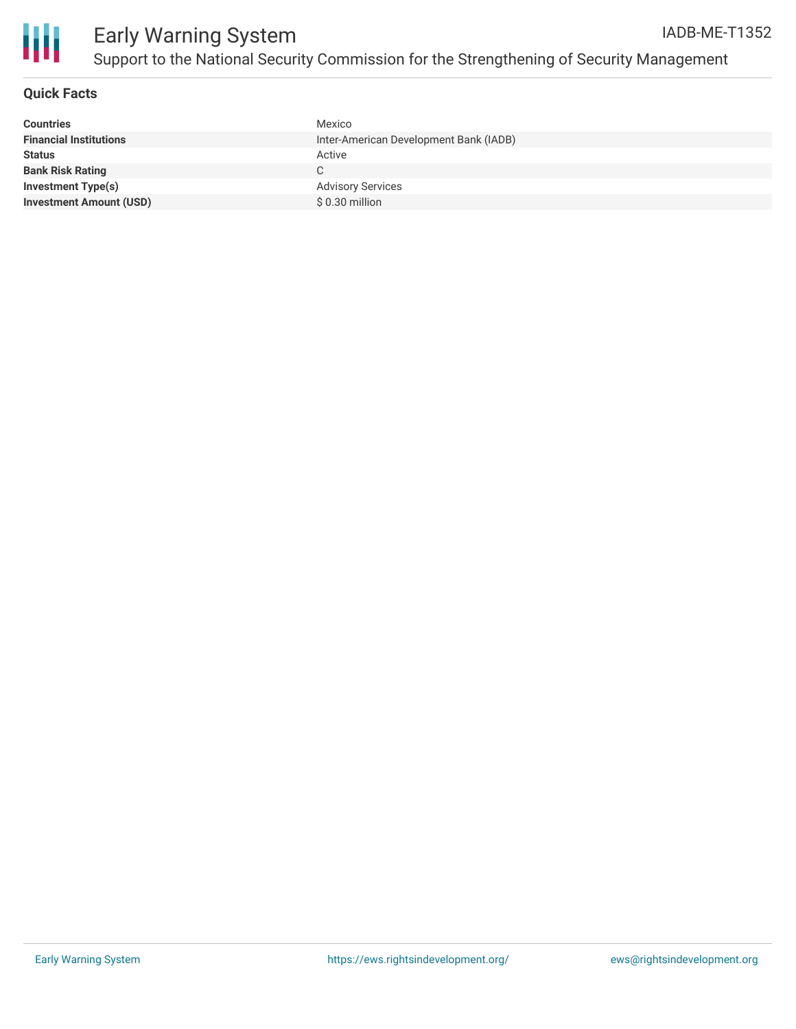# Early Warning System

## Support to the National Security Commission for the Strengthening of Security Management

IADB-ME-T1352

### Quick Facts

| | |
|---|---|
| **Countries** | Mexico |
| **Financial Institutions** | Inter-American Development Bank (IADB) |
| **Status** | Active |
| **Bank Risk Rating** | C |
| **Investment Type(s)** | Advisory Services |
| **Investment Amount (USD)** | $ 0.30 million |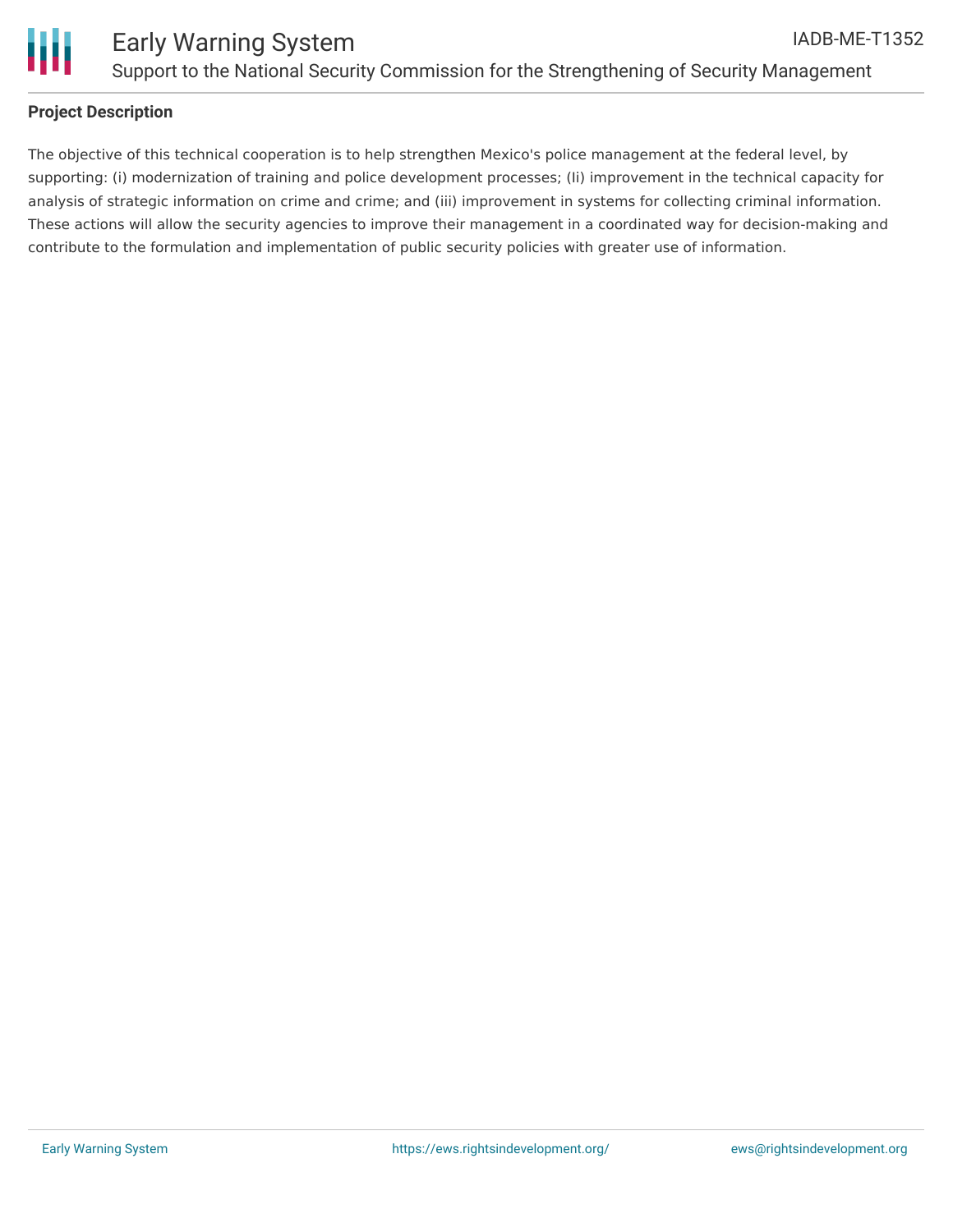## Project Description

The objective of this technical cooperation is to help strengthen Mexico's police management at the federal level, by supporting: (i) modernization of training and police development processes; (Ii) improvement in the technical capacity for analysis of strategic information on crime and crime; and (iii) improvement in systems for collecting criminal information. These actions will allow the security agencies to improve their management in a coordinated way for decision-making and contribute to the formulation and implementation of public security policies with greater use of information.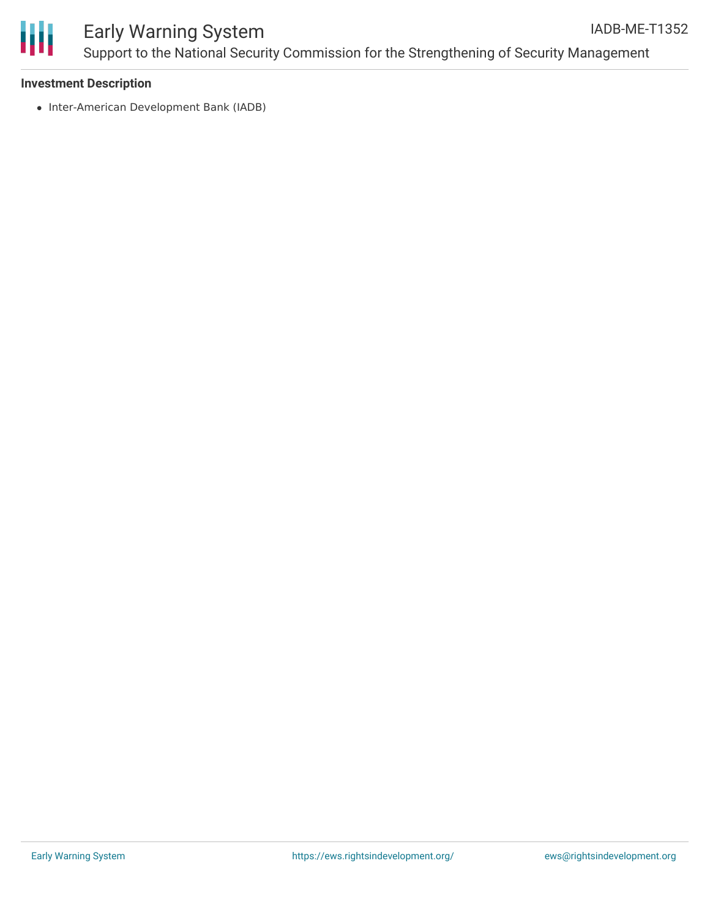**Investment Description**

- Inter-American Development Bank (IADB)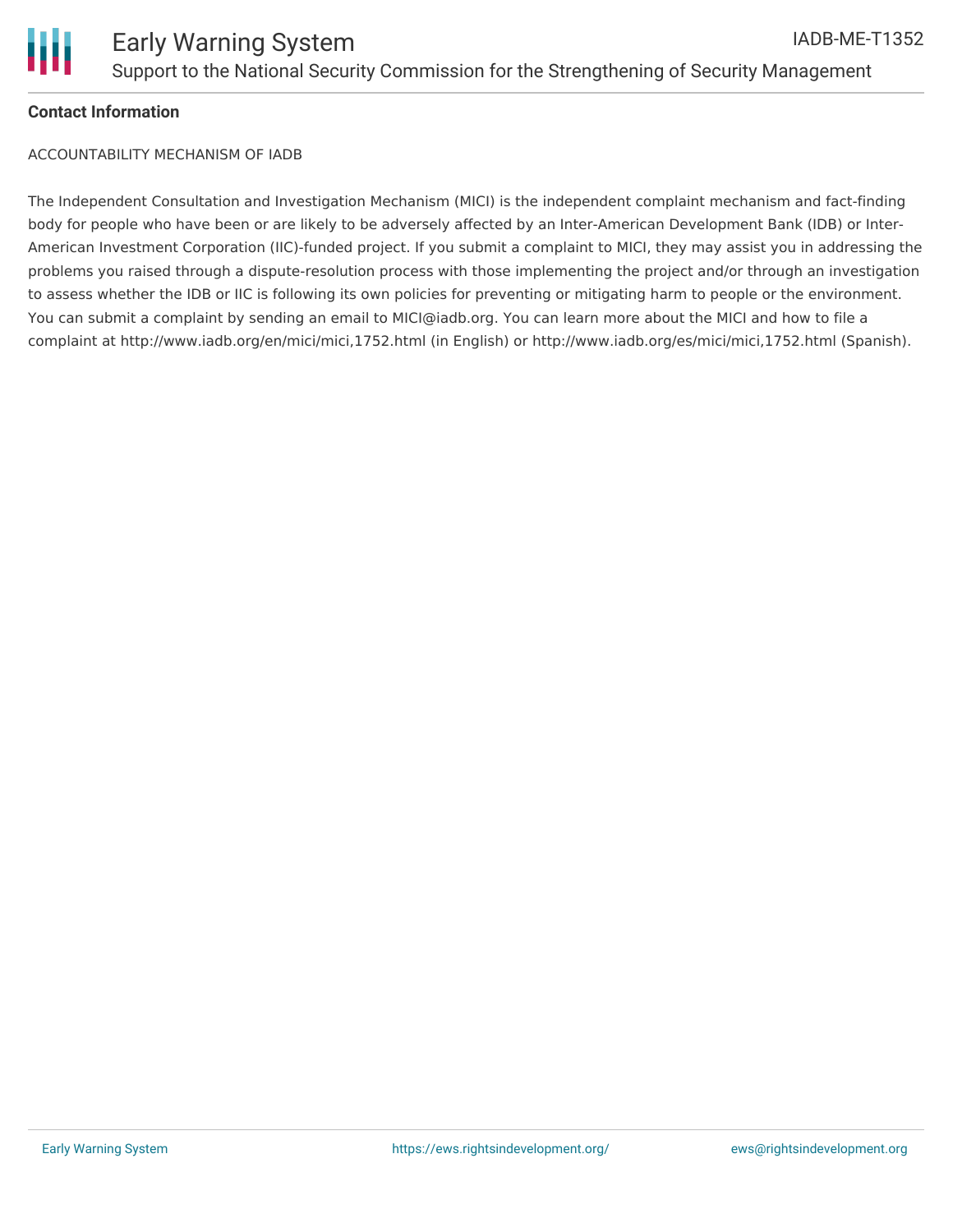**Contact Information**

ACCOUNTABILITY MECHANISM OF IADB

The Independent Consultation and Investigation Mechanism (MICI) is the independent complaint mechanism and fact-finding body for people who have been or are likely to be adversely affected by an Inter-American Development Bank (IDB) or Inter-American Investment Corporation (IIC)-funded project. If you submit a complaint to MICI, they may assist you in addressing the problems you raised through a dispute-resolution process with those implementing the project and/or through an investigation to assess whether the IDB or IIC is following its own policies for preventing or mitigating harm to people or the environment. You can submit a complaint by sending an email to MICI@iadb.org. You can learn more about the MICI and how to file a complaint at http://www.iadb.org/en/mici/mici,1752.html (in English) or http://www.iadb.org/es/mici/mici,1752.html (Spanish).